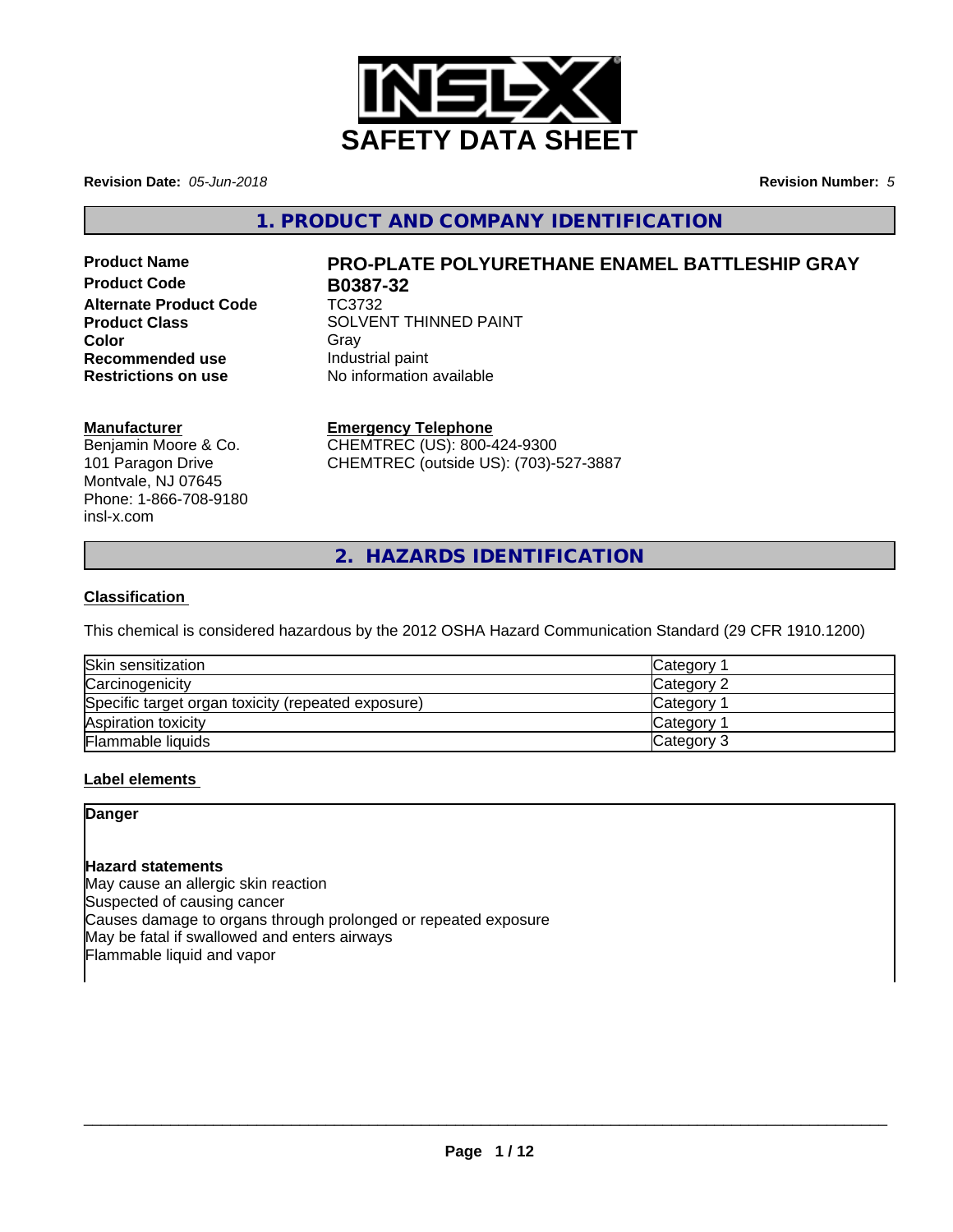# SAFETY DATA SHEET

**Revision Date:** *05-Jun-2018* **Revision Number:** *5*

## 1. PRODUCT AND COMPANY IDENTIFICATION

| | |
|---|---|
| **Product Name** | **PRO-PLATE POLYURETHANE ENAMEL BATTLESHIP GRAY** |
| **Product Code** | **B0387-32** |
| **Alternate Product Code** | TC3732 |
| **Product Class** | SOLVENT THINNED PAINT |
| **Color** | Gray |
| **Recommended use** | Industrial paint |
| **Restrictions on use** | No information available |

**Manufacturer**
Benjamin Moore & Co.
101 Paragon Drive
Montvale, NJ 07645
Phone: 1-866-708-9180
insl-x.com

**Emergency Telephone**
CHEMTREC (US): 800-424-9300
CHEMTREC (outside US): (703)-527-3887

## 2. HAZARDS IDENTIFICATION

**Classification**

This chemical is considered hazardous by the 2012 OSHA Hazard Communication Standard (29 CFR 1910.1200)

| | |
|---|---|
| Skin sensitization | Category 1 |
| Carcinogenicity | Category 2 |
| Specific target organ toxicity (repeated exposure) | Category 1 |
| Aspiration toxicity | Category 1 |
| Flammable liquids | Category 3 |

**Label elements**

**Danger**

**Hazard statements**
May cause an allergic skin reaction
Suspected of causing cancer
Causes damage to organs through prolonged or repeated exposure
May be fatal if swallowed and enters airways
Flammable liquid and vapor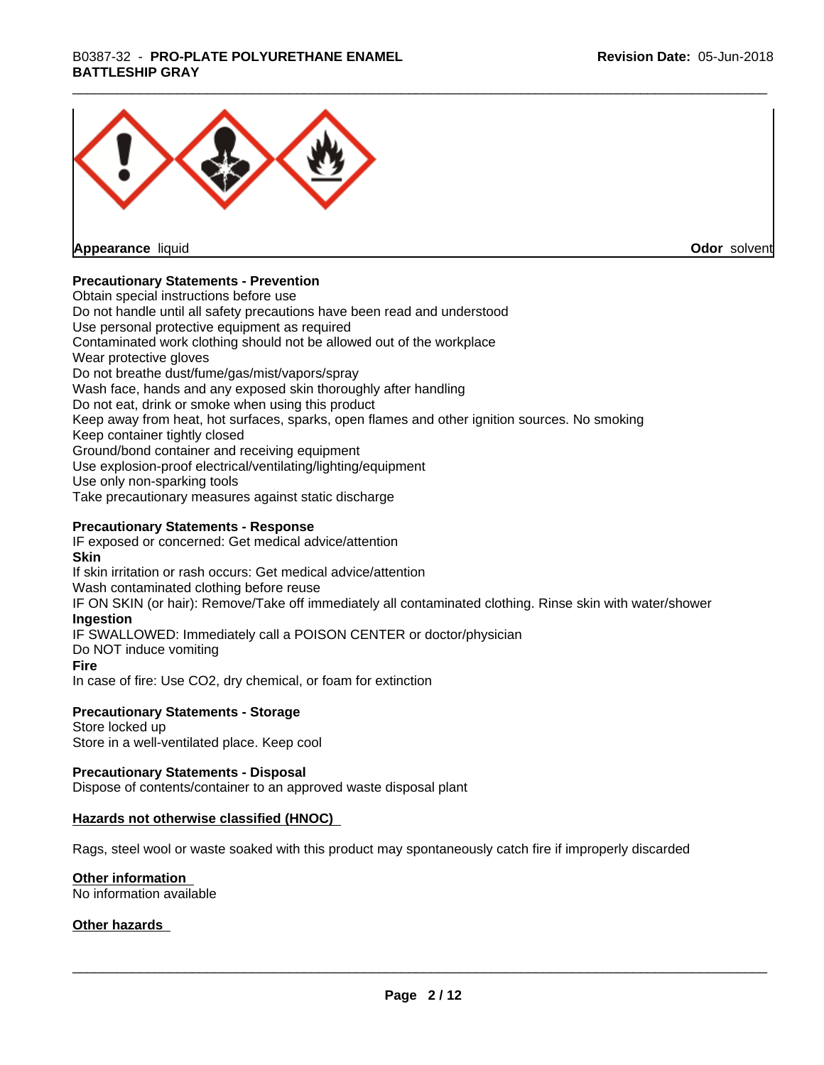Appearance liquid

Odor solvent

**Precautionary Statements - Prevention**

Obtain special instructions before use
Do not handle until all safety precautions have been read and understood
Use personal protective equipment as required
Contaminated work clothing should not be allowed out of the workplace
Wear protective gloves
Do not breathe dust/fume/gas/mist/vapors/spray
Wash face, hands and any exposed skin thoroughly after handling
Do not eat, drink or smoke when using this product
Keep away from heat, hot surfaces, sparks, open flames and other ignition sources. No smoking
Keep container tightly closed
Ground/bond container and receiving equipment
Use explosion-proof electrical/ventilating/lighting/equipment
Use only non-sparking tools
Take precautionary measures against static discharge

**Precautionary Statements - Response**

IF exposed or concerned: Get medical advice/attention

**Skin**

If skin irritation or rash occurs: Get medical advice/attention
Wash contaminated clothing before reuse
IF ON SKIN (or hair): Remove/Take off immediately all contaminated clothing. Rinse skin with water/shower

**Ingestion**

IF SWALLOWED: Immediately call a POISON CENTER or doctor/physician
Do NOT induce vomiting

**Fire**

In case of fire: Use CO2, dry chemical, or foam for extinction

**Precautionary Statements - Storage**

Store locked up
Store in a well-ventilated place. Keep cool

**Precautionary Statements - Disposal**

Dispose of contents/container to an approved waste disposal plant

**Hazards not otherwise classified (HNOC)**

Rags, steel wool or waste soaked with this product may spontaneously catch fire if improperly discarded

**Other information**

No information available

**Other hazards**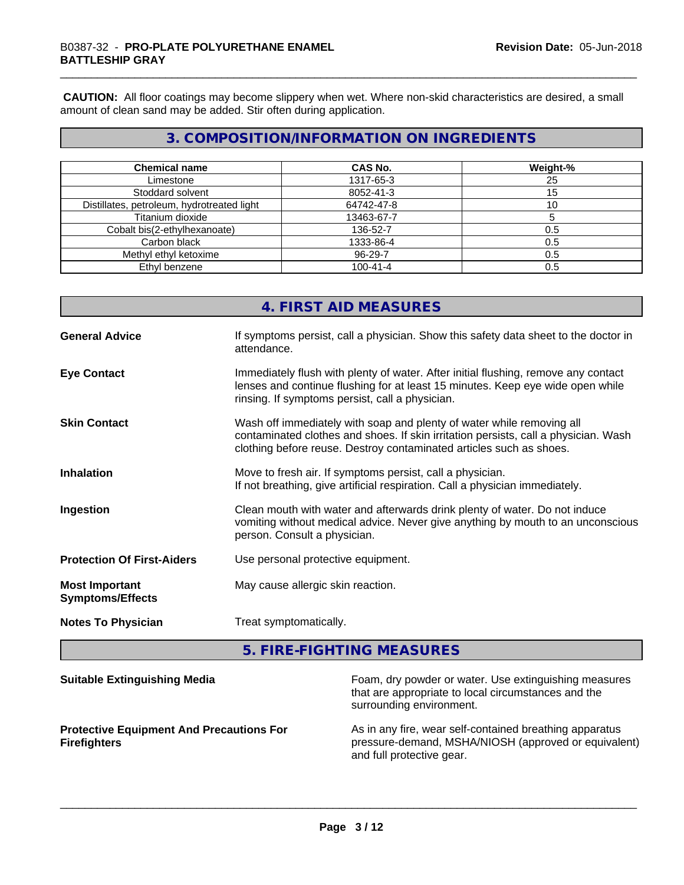**CAUTION:** All floor coatings may become slippery when wet. Where non-skid characteristics are desired, a small amount of clean sand may be added. Stir often during application.

## 3. COMPOSITION/INFORMATION ON INGREDIENTS

| Chemical name | CAS No. | Weight-% |
|---|---|---|
| Limestone | 1317-65-3 | 25 |
| Stoddard solvent | 8052-41-3 | 15 |
| Distillates, petroleum, hydrotreated light | 64742-47-8 | 10 |
| Titanium dioxide | 13463-67-7 | 5 |
| Cobalt bis(2-ethylhexanoate) | 136-52-7 | 0.5 |
| Carbon black | 1333-86-4 | 0.5 |
| Methyl ethyl ketoxime | 96-29-7 | 0.5 |
| Ethyl benzene | 100-41-4 | 0.5 |

## 4. FIRST AID MEASURES

**General Advice**
If symptoms persist, call a physician. Show this safety data sheet to the doctor in attendance.

**Eye Contact**
Immediately flush with plenty of water. After initial flushing, remove any contact lenses and continue flushing for at least 15 minutes. Keep eye wide open while rinsing. If symptoms persist, call a physician.

**Skin Contact**
Wash off immediately with soap and plenty of water while removing all contaminated clothes and shoes. If skin irritation persists, call a physician. Wash clothing before reuse. Destroy contaminated articles such as shoes.

**Inhalation**
Move to fresh air. If symptoms persist, call a physician.
If not breathing, give artificial respiration. Call a physician immediately.

**Ingestion**
Clean mouth with water and afterwards drink plenty of water. Do not induce vomiting without medical advice. Never give anything by mouth to an unconscious person. Consult a physician.

**Protection Of First-Aiders**
Use personal protective equipment.

**Most Important Symptoms/Effects**
May cause allergic skin reaction.

**Notes To Physician**
Treat symptomatically.

## 5. FIRE-FIGHTING MEASURES

**Suitable Extinguishing Media**
Foam, dry powder or water. Use extinguishing measures that are appropriate to local circumstances and the surrounding environment.

**Protective Equipment And Precautions For Firefighters**
As in any fire, wear self-contained breathing apparatus pressure-demand, MSHA/NIOSH (approved or equivalent) and full protective gear.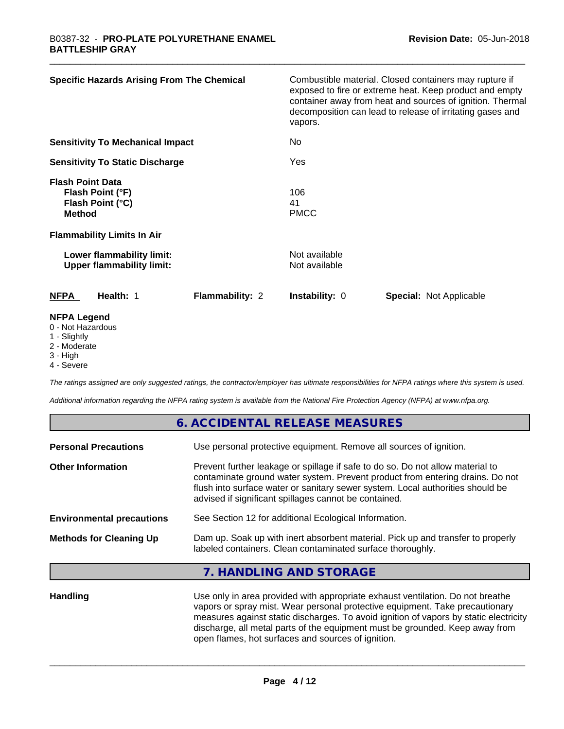| | |
|---|---|
| **Specific Hazards Arising From The Chemical** | Combustible material. Closed containers may rupture if exposed to fire or extreme heat. Keep product and empty container away from heat and sources of ignition. Thermal decomposition can lead to release of irritating gases and vapors. |
| **Sensitivity To Mechanical Impact** | No |
| **Sensitivity To Static Discharge** | Yes |

**Flash Point Data**

| | |
|---|---|
| **Flash Point (°F)** | 106 |
| **Flash Point (°C)** | 41 |
| **Method** | PMCC |

**Flammability Limits In Air**

| | |
|---|---|
| **Lower flammability limit:** | Not available |
| **Upper flammability limit:** | Not available |

| NFPA | Health: 1 | Flammability: 2 | Instability: 0 | Special: Not Applicable |
|---|---|---|---|---|

**NFPA Legend**
- 0 - Not Hazardous
- 1 - Slightly
- 2 - Moderate
- 3 - High
- 4 - Severe

*The ratings assigned are only suggested ratings, the contractor/employer has ultimate responsibilities for NFPA ratings where this system is used.*

*Additional information regarding the NFPA rating system is available from the National Fire Protection Agency (NFPA) at www.nfpa.org.*

## 6. ACCIDENTAL RELEASE MEASURES

| | |
|---|---|
| **Personal Precautions** | Use personal protective equipment. Remove all sources of ignition. |
| **Other Information** | Prevent further leakage or spillage if safe to do so. Do not allow material to contaminate ground water system. Prevent product from entering drains. Do not flush into surface water or sanitary sewer system. Local authorities should be advised if significant spillages cannot be contained. |
| **Environmental precautions** | See Section 12 for additional Ecological Information. |
| **Methods for Cleaning Up** | Dam up. Soak up with inert absorbent material. Pick up and transfer to properly labeled containers. Clean contaminated surface thoroughly. |

## 7. HANDLING AND STORAGE

| | |
|---|---|
| **Handling** | Use only in area provided with appropriate exhaust ventilation. Do not breathe vapors or spray mist. Wear personal protective equipment. Take precautionary measures against static discharges. To avoid ignition of vapors by static electricity discharge, all metal parts of the equipment must be grounded. Keep away from open flames, hot surfaces and sources of ignition. |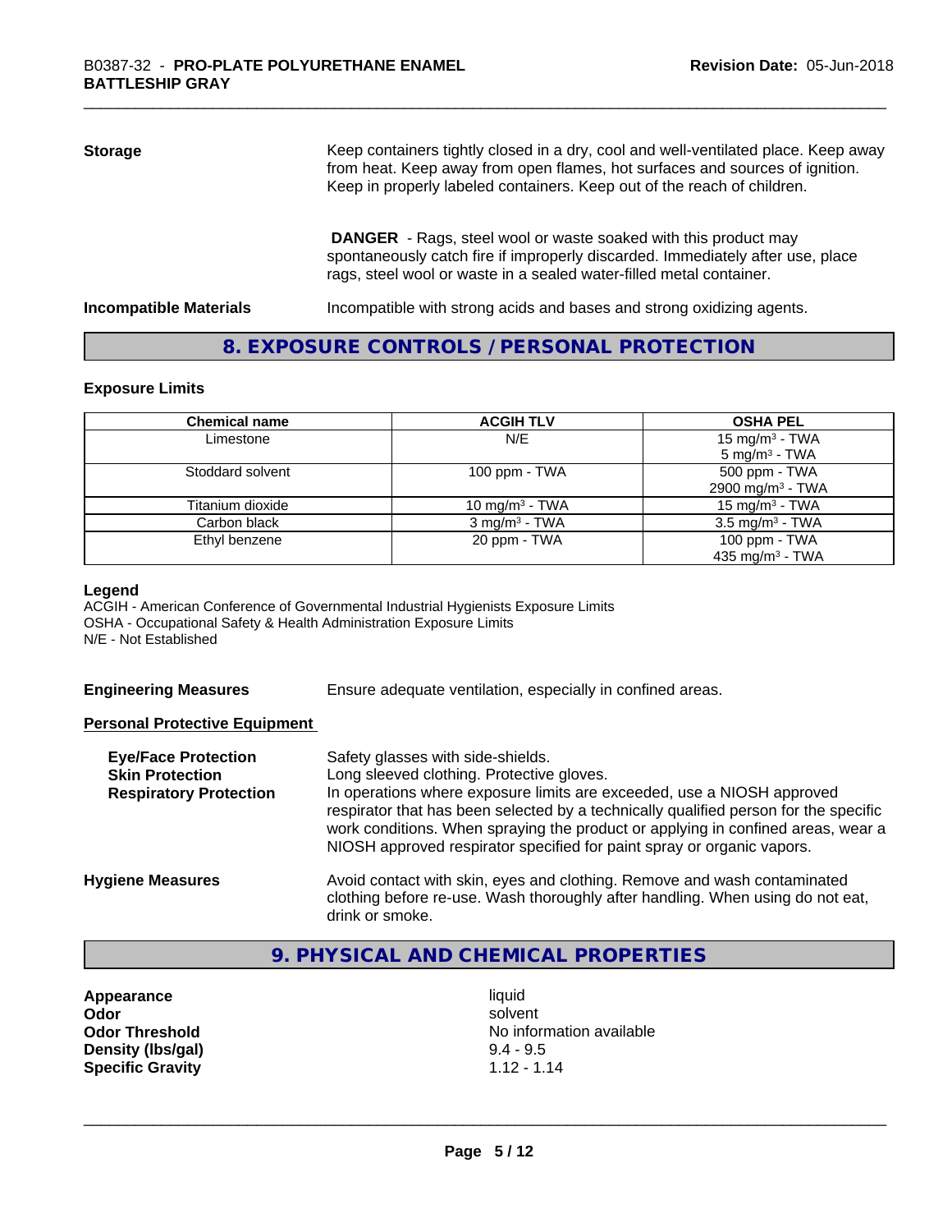**Storage**

Keep containers tightly closed in a dry, cool and well-ventilated place. Keep away from heat. Keep away from open flames, hot surfaces and sources of ignition. Keep in properly labeled containers. Keep out of the reach of children.

**DANGER** - Rags, steel wool or waste soaked with this product may spontaneously catch fire if improperly discarded. Immediately after use, place rags, steel wool or waste in a sealed water-filled metal container.

**Incompatible Materials**

Incompatible with strong acids and bases and strong oxidizing agents.

## 8. EXPOSURE CONTROLS / PERSONAL PROTECTION

### Exposure Limits

| Chemical name | ACGIH TLV | OSHA PEL |
|---|---|---|
| Limestone | N/E | 15 mg/m³ - TWA<br>5 mg/m³ - TWA |
| Stoddard solvent | 100 ppm - TWA | 500 ppm - TWA<br>2900 mg/m³ - TWA |
| Titanium dioxide | 10 mg/m³ - TWA | 15 mg/m³ - TWA |
| Carbon black | 3 mg/m³ - TWA | 3.5 mg/m³ - TWA |
| Ethyl benzene | 20 ppm - TWA | 100 ppm - TWA<br>435 mg/m³ - TWA |

**Legend**

ACGIH - American Conference of Governmental Industrial Hygienists Exposure Limits
OSHA - Occupational Safety & Health Administration Exposure Limits
N/E - Not Established

**Engineering Measures**

Ensure adequate ventilation, especially in confined areas.

**Personal Protective Equipment**

**Eye/Face Protection** Safety glasses with side-shields.

**Skin Protection** Long sleeved clothing. Protective gloves.

**Respiratory Protection** In operations where exposure limits are exceeded, use a NIOSH approved respirator that has been selected by a technically qualified person for the specific work conditions. When spraying the product or applying in confined areas, wear a NIOSH approved respirator specified for paint spray or organic vapors.

**Hygiene Measures**

Avoid contact with skin, eyes and clothing. Remove and wash contaminated clothing before re-use. Wash thoroughly after handling. When using do not eat, drink or smoke.

## 9. PHYSICAL AND CHEMICAL PROPERTIES

| | |
|---|---|
| **Appearance** | liquid |
| **Odor** | solvent |
| **Odor Threshold** | No information available |
| **Density (lbs/gal)** | 9.4 - 9.5 |
| **Specific Gravity** | 1.12 - 1.14 |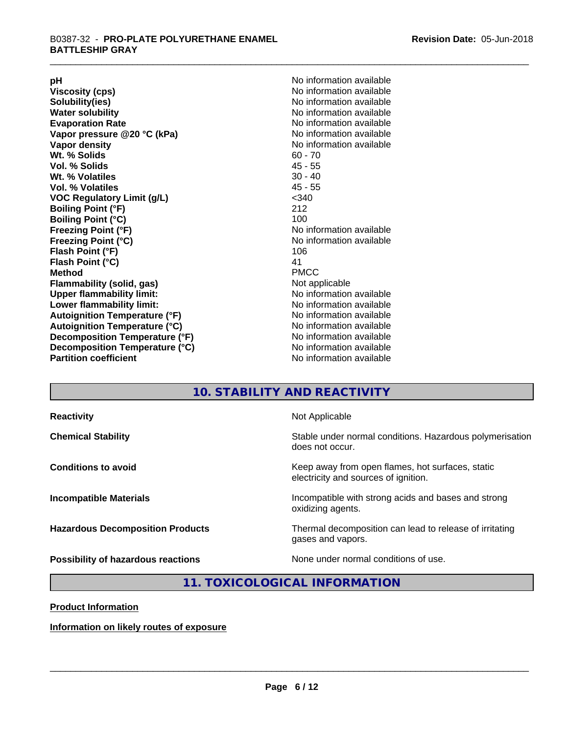| | |
|---|---|
| **pH** | No information available |
| **Viscosity (cps)** | No information available |
| **Solubility(ies)** | No information available |
| **Water solubility** | No information available |
| **Evaporation Rate** | No information available |
| **Vapor pressure @20 °C (kPa)** | No information available |
| **Vapor density** | No information available |
| **Wt. % Solids** | 60 - 70 |
| **Vol. % Solids** | 45 - 55 |
| **Wt. % Volatiles** | 30 - 40 |
| **Vol. % Volatiles** | 45 - 55 |
| **VOC Regulatory Limit (g/L)** | <340 |
| **Boiling Point (°F)** | 212 |
| **Boiling Point (°C)** | 100 |
| **Freezing Point (°F)** | No information available |
| **Freezing Point (°C)** | No information available |
| **Flash Point (°F)** | 106 |
| **Flash Point (°C)** | 41 |
| **Method** | PMCC |
| **Flammability (solid, gas)** | Not applicable |
| **Upper flammability limit:** | No information available |
| **Lower flammability limit:** | No information available |
| **Autoignition Temperature (°F)** | No information available |
| **Autoignition Temperature (°C)** | No information available |
| **Decomposition Temperature (°F)** | No information available |
| **Decomposition Temperature (°C)** | No information available |
| **Partition coefficient** | No information available |

## 10. STABILITY AND REACTIVITY

| | |
|---|---|
| **Reactivity** | Not Applicable |
| **Chemical Stability** | Stable under normal conditions. Hazardous polymerisation does not occur. |
| **Conditions to avoid** | Keep away from open flames, hot surfaces, static electricity and sources of ignition. |
| **Incompatible Materials** | Incompatible with strong acids and bases and strong oxidizing agents. |
| **Hazardous Decomposition Products** | Thermal decomposition can lead to release of irritating gases and vapors. |
| **Possibility of hazardous reactions** | None under normal conditions of use. |

## 11. TOXICOLOGICAL INFORMATION

**Product Information**

**Information on likely routes of exposure**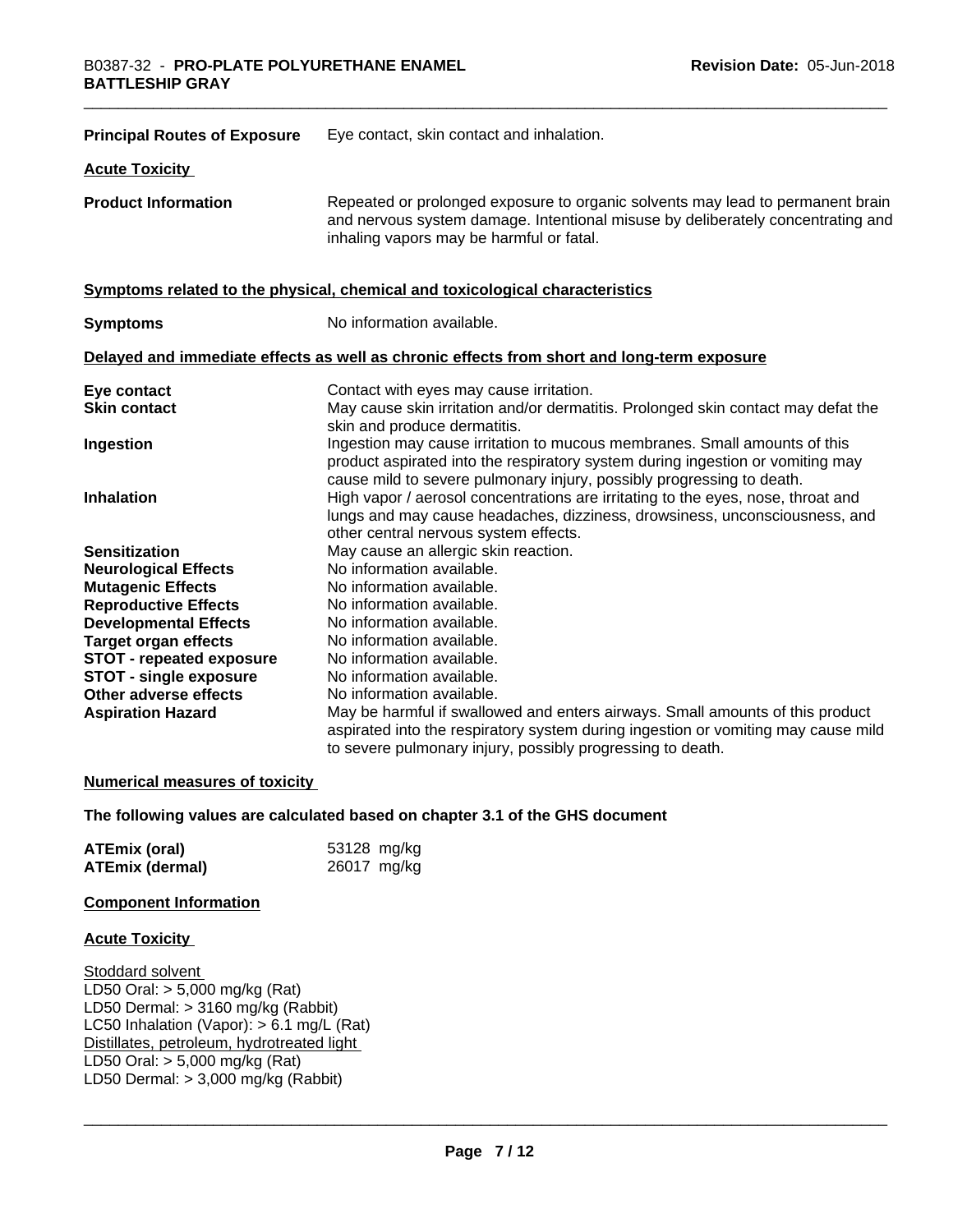**Principal Routes of Exposure** Eye contact, skin contact and inhalation.

**Acute Toxicity**

**Product Information** Repeated or prolonged exposure to organic solvents may lead to permanent brain and nervous system damage. Intentional misuse by deliberately concentrating and inhaling vapors may be harmful or fatal.

**Symptoms related to the physical, chemical and toxicological characteristics**

**Symptoms** No information available.

**Delayed and immediate effects as well as chronic effects from short and long-term exposure**

| | |
|---|---|
| **Eye contact** | Contact with eyes may cause irritation. |
| **Skin contact** | May cause skin irritation and/or dermatitis. Prolonged skin contact may defat the skin and produce dermatitis. |
| **Ingestion** | Ingestion may cause irritation to mucous membranes. Small amounts of this product aspirated into the respiratory system during ingestion or vomiting may cause mild to severe pulmonary injury, possibly progressing to death. |
| **Inhalation** | High vapor / aerosol concentrations are irritating to the eyes, nose, throat and lungs and may cause headaches, dizziness, drowsiness, unconsciousness, and other central nervous system effects. |
| **Sensitization** | May cause an allergic skin reaction. |
| **Neurological Effects** | No information available. |
| **Mutagenic Effects** | No information available. |
| **Reproductive Effects** | No information available. |
| **Developmental Effects** | No information available. |
| **Target organ effects** | No information available. |
| **STOT - repeated exposure** | No information available. |
| **STOT - single exposure** | No information available. |
| **Other adverse effects** | No information available. |
| **Aspiration Hazard** | May be harmful if swallowed and enters airways. Small amounts of this product aspirated into the respiratory system during ingestion or vomiting may cause mild to severe pulmonary injury, possibly progressing to death. |

**Numerical measures of toxicity**

**The following values are calculated based on chapter 3.1 of the GHS document**

| | |
|---|---|
| **ATEmix (oral)** | 53128 mg/kg |
| **ATEmix (dermal)** | 26017 mg/kg |

**Component Information**

**Acute Toxicity**

Stoddard solvent
LD50 Oral: > 5,000 mg/kg (Rat)
LD50 Dermal: > 3160 mg/kg (Rabbit)
LC50 Inhalation (Vapor): > 6.1 mg/L (Rat)
Distillates, petroleum, hydrotreated light
LD50 Oral: > 5,000 mg/kg (Rat)
LD50 Dermal: > 3,000 mg/kg (Rabbit)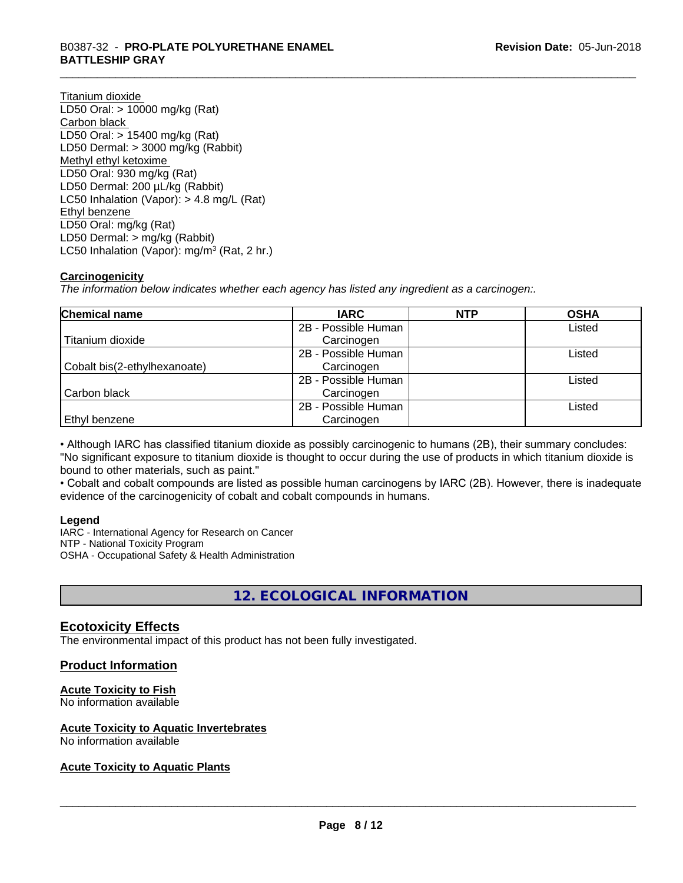Titanium dioxide
LD50 Oral: > 10000 mg/kg (Rat)
Carbon black
LD50 Oral: > 15400 mg/kg (Rat)
LD50 Dermal: > 3000 mg/kg (Rabbit)
Methyl ethyl ketoxime
LD50 Oral: 930 mg/kg (Rat)
LD50 Dermal: 200 µL/kg (Rabbit)
LC50 Inhalation (Vapor): > 4.8 mg/L (Rat)
Ethyl benzene
LD50 Oral: mg/kg (Rat)
LD50 Dermal: > mg/kg (Rabbit)
LC50 Inhalation (Vapor): mg/m³ (Rat, 2 hr.)

**Carcinogenicity**

*The information below indicates whether each agency has listed any ingredient as a carcinogen:.*

| Chemical name | IARC | NTP | OSHA |
|---|---|---|---|
| Titanium dioxide | 2B - Possible Human Carcinogen | | Listed |
| Cobalt bis(2-ethylhexanoate) | 2B - Possible Human Carcinogen | | Listed |
| Carbon black | 2B - Possible Human Carcinogen | | Listed |
| Ethyl benzene | 2B - Possible Human Carcinogen | | Listed |

• Although IARC has classified titanium dioxide as possibly carcinogenic to humans (2B), their summary concludes: "No significant exposure to titanium dioxide is thought to occur during the use of products in which titanium dioxide is bound to other materials, such as paint."
• Cobalt and cobalt compounds are listed as possible human carcinogens by IARC (2B). However, there is inadequate evidence of the carcinogenicity of cobalt and cobalt compounds in humans.

**Legend**
IARC - International Agency for Research on Cancer
NTP - National Toxicity Program
OSHA - Occupational Safety & Health Administration

## 12. ECOLOGICAL INFORMATION

### Ecotoxicity Effects

The environmental impact of this product has not been fully investigated.

### Product Information

**Acute Toxicity to Fish**
No information available

**Acute Toxicity to Aquatic Invertebrates**
No information available

**Acute Toxicity to Aquatic Plants**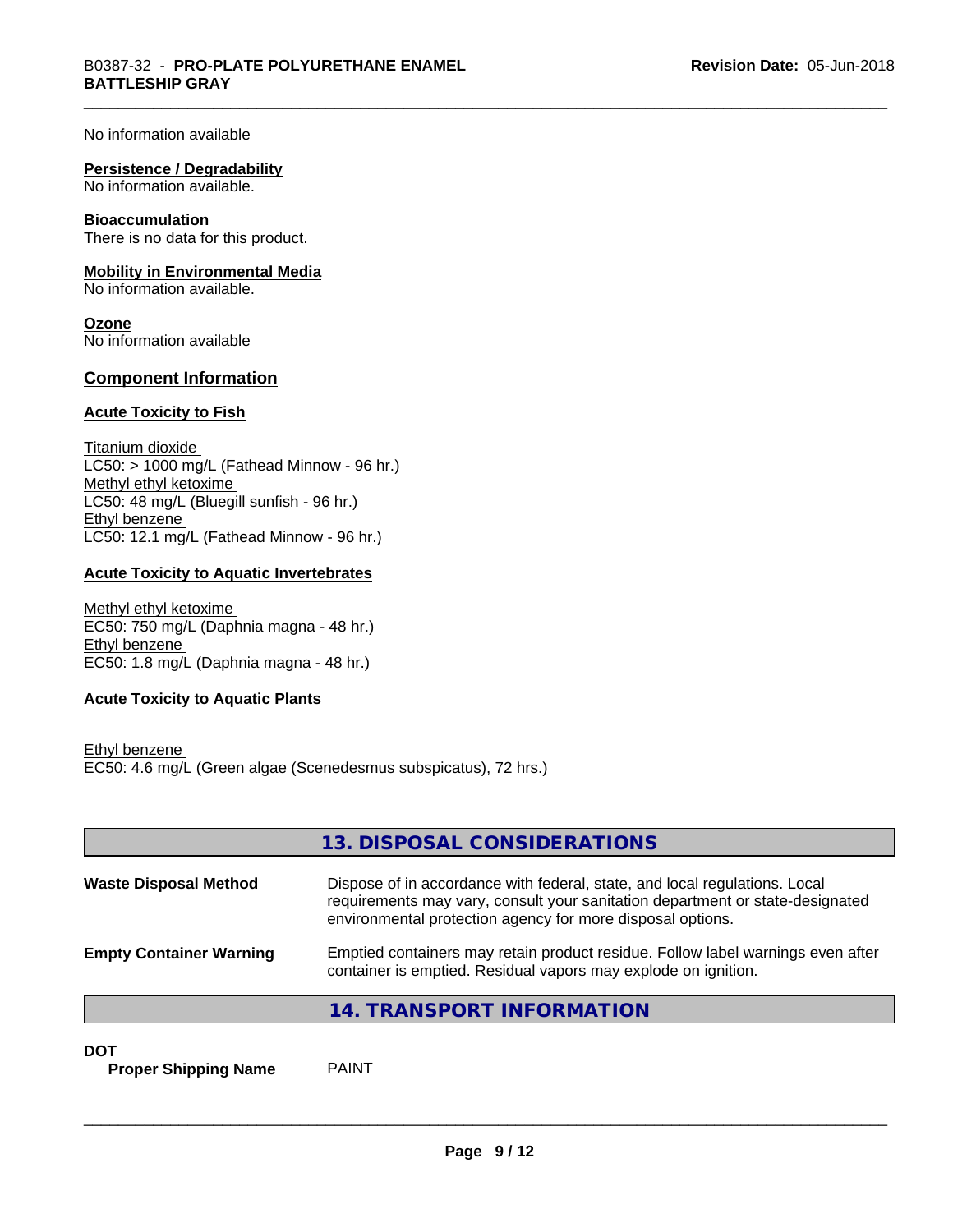No information available

**Persistence / Degradability**
No information available.

**Bioaccumulation**
There is no data for this product.

**Mobility in Environmental Media**
No information available.

**Ozone**
No information available

## Component Information

**Acute Toxicity to Fish**

Titanium dioxide
LC50: > 1000 mg/L (Fathead Minnow - 96 hr.)
Methyl ethyl ketoxime
LC50: 48 mg/L (Bluegill sunfish - 96 hr.)
Ethyl benzene
LC50: 12.1 mg/L (Fathead Minnow - 96 hr.)

**Acute Toxicity to Aquatic Invertebrates**

Methyl ethyl ketoxime
EC50: 750 mg/L (Daphnia magna - 48 hr.)
Ethyl benzene
EC50: 1.8 mg/L (Daphnia magna - 48 hr.)

**Acute Toxicity to Aquatic Plants**

Ethyl benzene
EC50: 4.6 mg/L (Green algae (Scenedesmus subspicatus), 72 hrs.)

## 13. DISPOSAL CONSIDERATIONS

| | |
|---|---|
| **Waste Disposal Method** | Dispose of in accordance with federal, state, and local regulations. Local requirements may vary, consult your sanitation department or state-designated environmental protection agency for more disposal options. |
| **Empty Container Warning** | Emptied containers may retain product residue. Follow label warnings even after container is emptied. Residual vapors may explode on ignition. |

## 14. TRANSPORT INFORMATION

**DOT**

**Proper Shipping Name** PAINT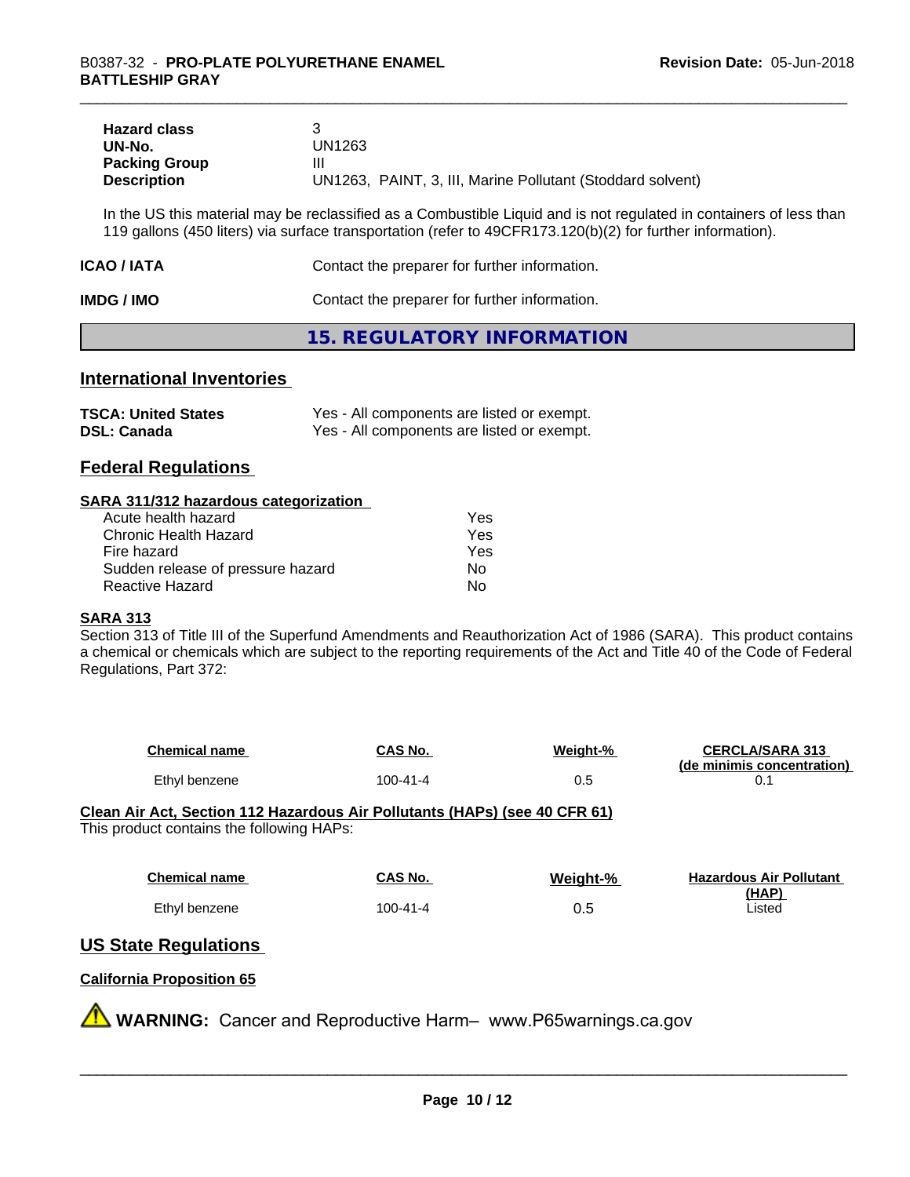| | |
|---|---|
| **Hazard class** | 3 |
| **UN-No.** | UN1263 |
| **Packing Group** | III |
| **Description** | UN1263, PAINT, 3, III, Marine Pollutant (Stoddard solvent) |

In the US this material may be reclassified as a Combustible Liquid and is not regulated in containers of less than 119 gallons (450 liters) via surface transportation (refer to 49CFR173.120(b)(2) for further information).

**ICAO / IATA** Contact the preparer for further information.

**IMDG / IMO** Contact the preparer for further information.

## 15. REGULATORY INFORMATION

### International Inventories

| | |
|---|---|
| **TSCA: United States** | Yes - All components are listed or exempt. |
| **DSL: Canada** | Yes - All components are listed or exempt. |

### Federal Regulations

#### SARA 311/312 hazardous categorization

| | |
|---|---|
| Acute health hazard | Yes |
| Chronic Health Hazard | Yes |
| Fire hazard | Yes |
| Sudden release of pressure hazard | No |
| Reactive Hazard | No |

#### SARA 313

Section 313 of Title III of the Superfund Amendments and Reauthorization Act of 1986 (SARA). This product contains a chemical or chemicals which are subject to the reporting requirements of the Act and Title 40 of the Code of Federal Regulations, Part 372:

| Chemical name | CAS No. | Weight-% | CERCLA/SARA 313 (de minimis concentration) |
|---|---|---|---|
| Ethyl benzene | 100-41-4 | 0.5 | 0.1 |

#### Clean Air Act, Section 112 Hazardous Air Pollutants (HAPs) (see 40 CFR 61)

This product contains the following HAPs:

| Chemical name | CAS No. | Weight-% | Hazardous Air Pollutant (HAP) |
|---|---|---|---|
| Ethyl benzene | 100-41-4 | 0.5 | Listed |

### US State Regulations

#### California Proposition 65

**WARNING:** Cancer and Reproductive Harm– www.P65warnings.ca.gov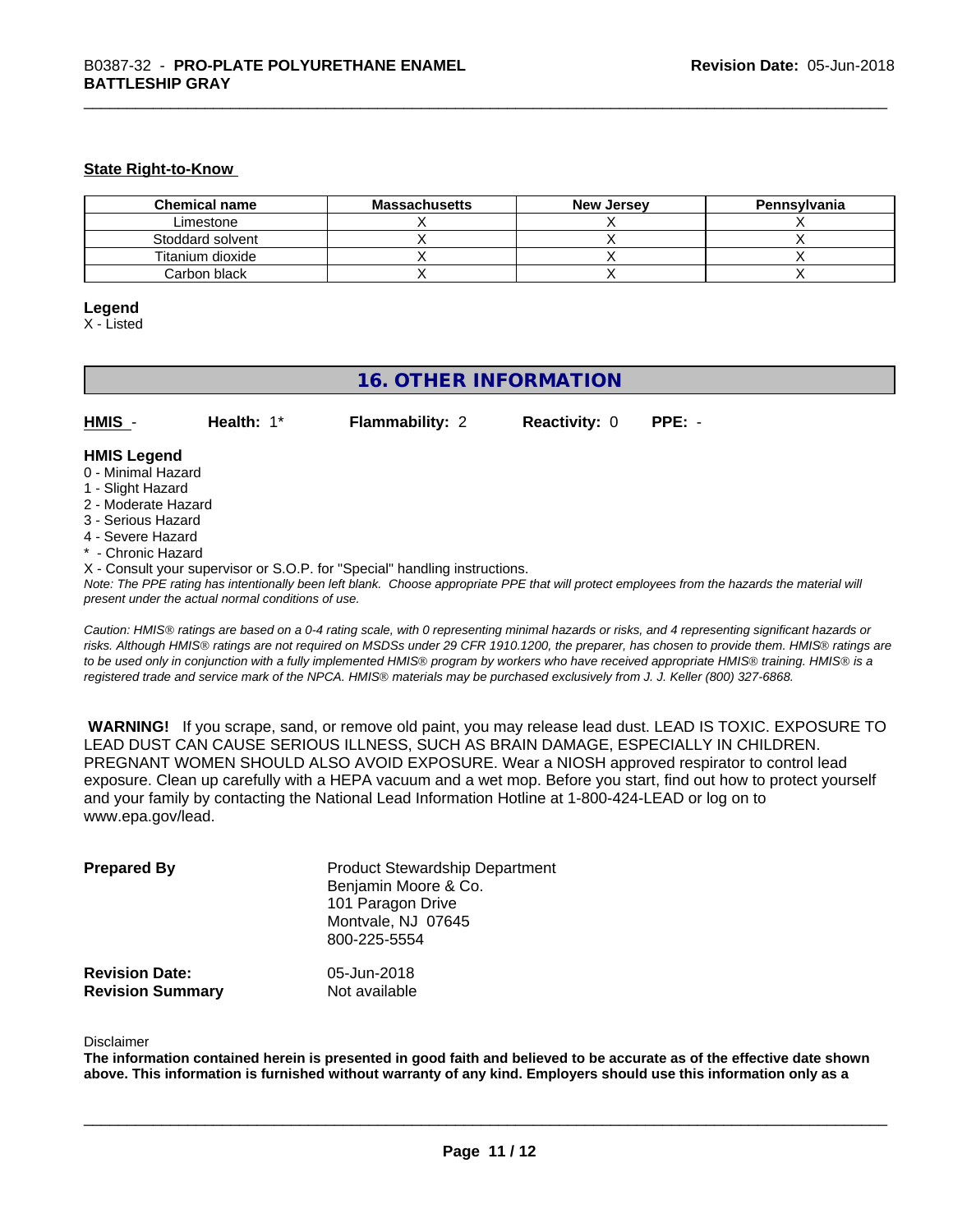**State Right-to-Know**

| Chemical name | Massachusetts | New Jersey | Pennsylvania |
|---|---|---|---|
| Limestone | X | X | X |
| Stoddard solvent | X | X | X |
| Titanium dioxide | X | X | X |
| Carbon black | X | X | X |

**Legend**
X - Listed

## 16. OTHER INFORMATION

**HMIS** - **Health:** 1* **Flammability:** 2 **Reactivity:** 0 **PPE:** -

**HMIS Legend**
0 - Minimal Hazard
1 - Slight Hazard
2 - Moderate Hazard
3 - Serious Hazard
4 - Severe Hazard
* - Chronic Hazard
X - Consult your supervisor or S.O.P. for "Special" handling instructions.

*Note: The PPE rating has intentionally been left blank. Choose appropriate PPE that will protect employees from the hazards the material will present under the actual normal conditions of use.*

*Caution: HMIS® ratings are based on a 0-4 rating scale, with 0 representing minimal hazards or risks, and 4 representing significant hazards or risks. Although HMIS® ratings are not required on MSDSs under 29 CFR 1910.1200, the preparer, has chosen to provide them. HMIS® ratings are to be used only in conjunction with a fully implemented HMIS® program by workers who have received appropriate HMIS® training. HMIS® is a registered trade and service mark of the NPCA. HMIS® materials may be purchased exclusively from J. J. Keller (800) 327-6868.*

**WARNING!** If you scrape, sand, or remove old paint, you may release lead dust. LEAD IS TOXIC. EXPOSURE TO LEAD DUST CAN CAUSE SERIOUS ILLNESS, SUCH AS BRAIN DAMAGE, ESPECIALLY IN CHILDREN. PREGNANT WOMEN SHOULD ALSO AVOID EXPOSURE. Wear a NIOSH approved respirator to control lead exposure. Clean up carefully with a HEPA vacuum and a wet mop. Before you start, find out how to protect yourself and your family by contacting the National Lead Information Hotline at 1-800-424-LEAD or log on to www.epa.gov/lead.

**Prepared By**
Product Stewardship Department
Benjamin Moore & Co.
101 Paragon Drive
Montvale, NJ 07645
800-225-5554

**Revision Date:** 05-Jun-2018
**Revision Summary** Not available

Disclaimer

**The information contained herein is presented in good faith and believed to be accurate as of the effective date shown above. This information is furnished without warranty of any kind. Employers should use this information only as a**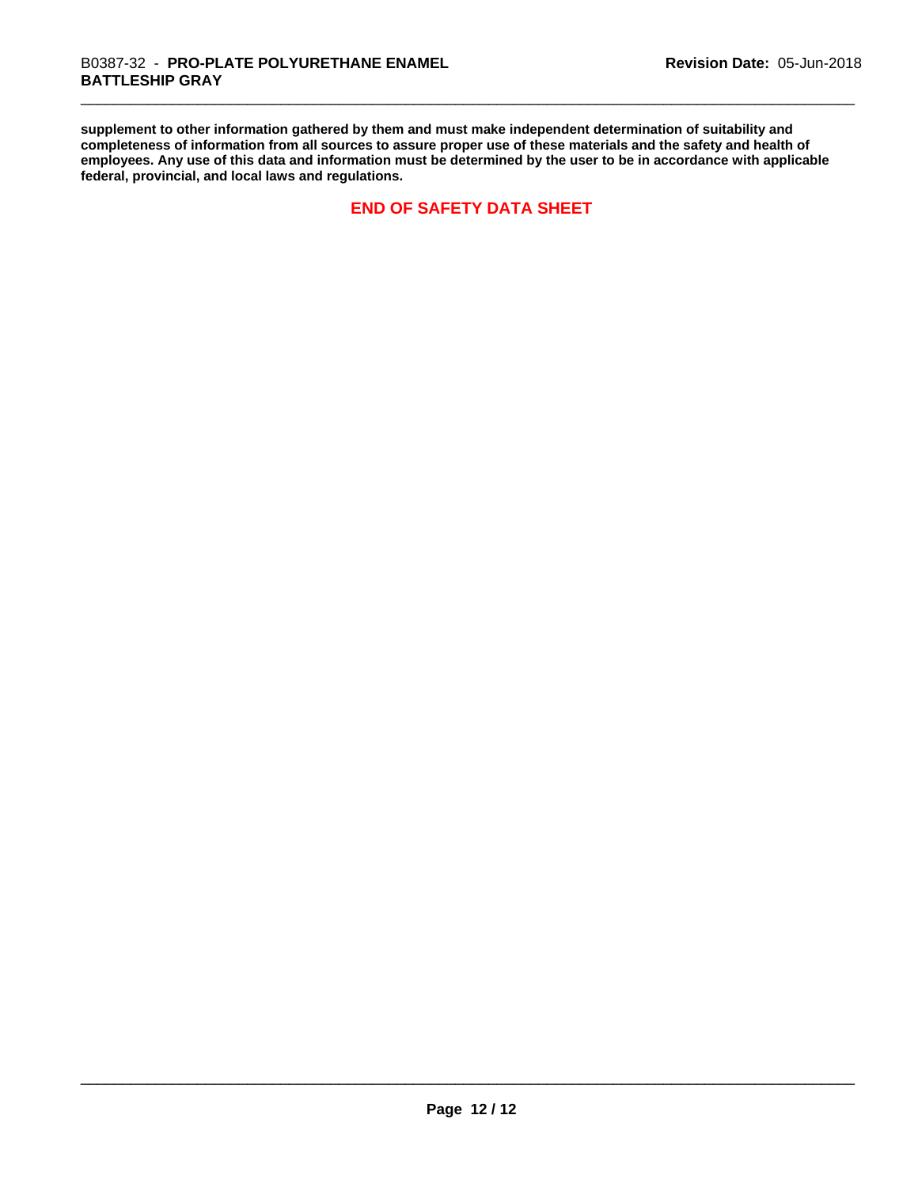**supplement to other information gathered by them and must make independent determination of suitability and completeness of information from all sources to assure proper use of these materials and the safety and health of employees. Any use of this data and information must be determined by the user to be in accordance with applicable federal, provincial, and local laws and regulations.**

**END OF SAFETY DATA SHEET**